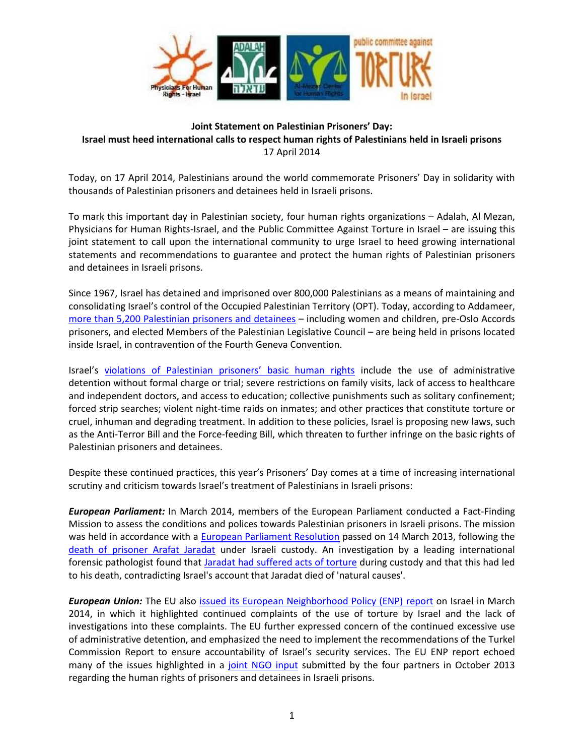**Joint Statement on Palestinian Prisoners' Day:**
**Israel must heed international calls to respect human rights of Palestinians held in Israeli prisons**
17 April 2014

Today, on 17 April 2014, Palestinians around the world commemorate Prisoners' Day in solidarity with thousands of Palestinian prisoners and detainees held in Israeli prisons.

To mark this important day in Palestinian society, four human rights organizations – Adalah, Al Mezan, Physicians for Human Rights-Israel, and the Public Committee Against Torture in Israel – are issuing this joint statement to call upon the international community to urge Israel to heed growing international statements and recommendations to guarantee and protect the human rights of Palestinian prisoners and detainees in Israeli prisons.

Since 1967, Israel has detained and imprisoned over 800,000 Palestinians as a means of maintaining and consolidating Israel's control of the Occupied Palestinian Territory (OPT). Today, according to Addameer, more than 5,200 Palestinian prisoners and detainees – including women and children, pre-Oslo Accords prisoners, and elected Members of the Palestinian Legislative Council – are being held in prisons located inside Israel, in contravention of the Fourth Geneva Convention.

Israel's violations of Palestinian prisoners' basic human rights include the use of administrative detention without formal charge or trial; severe restrictions on family visits, lack of access to healthcare and independent doctors, and access to education; collective punishments such as solitary confinement; forced strip searches; violent night-time raids on inmates; and other practices that constitute torture or cruel, inhuman and degrading treatment. In addition to these policies, Israel is proposing new laws, such as the Anti-Terror Bill and the Force-feeding Bill, which threaten to further infringe on the basic rights of Palestinian prisoners and detainees.

Despite these continued practices, this year's Prisoners' Day comes at a time of increasing international scrutiny and criticism towards Israel's treatment of Palestinians in Israeli prisons:

***European Parliament:*** In March 2014, members of the European Parliament conducted a Fact-Finding Mission to assess the conditions and polices towards Palestinian prisoners in Israeli prisons. The mission was held in accordance with a European Parliament Resolution passed on 14 March 2013, following the death of prisoner Arafat Jaradat under Israeli custody. An investigation by a leading international forensic pathologist found that Jaradat had suffered acts of torture during custody and that this had led to his death, contradicting Israel's account that Jaradat died of 'natural causes'.

***European Union:*** The EU also issued its European Neighborhood Policy (ENP) report on Israel in March 2014, in which it highlighted continued complaints of the use of torture by Israel and the lack of investigations into these complaints. The EU further expressed concern of the continued excessive use of administrative detention, and emphasized the need to implement the recommendations of the Turkel Commission Report to ensure accountability of Israel's security services. The EU ENP report echoed many of the issues highlighted in a joint NGO input submitted by the four partners in October 2013 regarding the human rights of prisoners and detainees in Israeli prisons.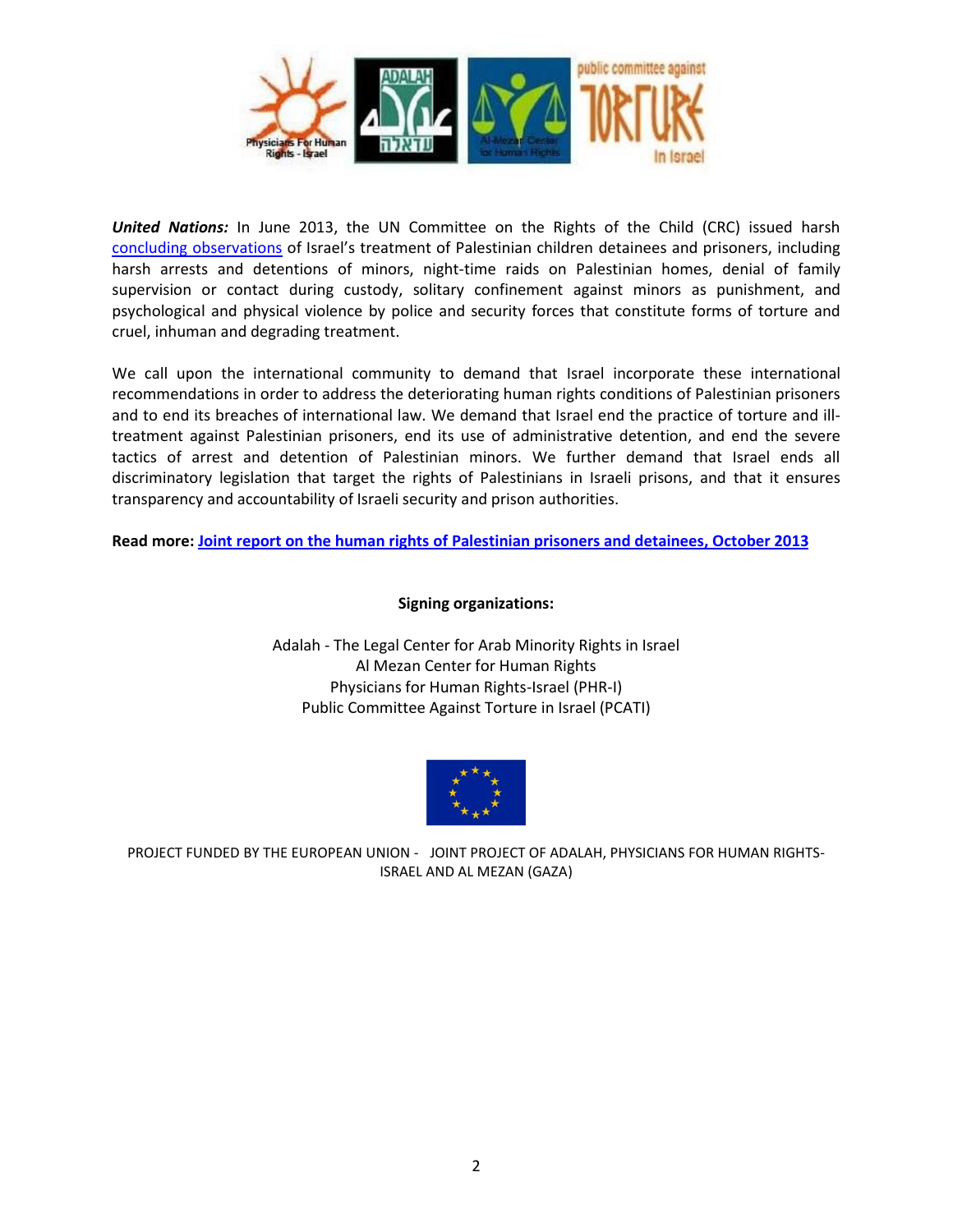***United Nations:*** In June 2013, the UN Committee on the Rights of the Child (CRC) issued harsh concluding observations of Israel's treatment of Palestinian children detainees and prisoners, including harsh arrests and detentions of minors, night-time raids on Palestinian homes, denial of family supervision or contact during custody, solitary confinement against minors as punishment, and psychological and physical violence by police and security forces that constitute forms of torture and cruel, inhuman and degrading treatment.

We call upon the international community to demand that Israel incorporate these international recommendations in order to address the deteriorating human rights conditions of Palestinian prisoners and to end its breaches of international law. We demand that Israel end the practice of torture and ill-treatment against Palestinian prisoners, end its use of administrative detention, and end the severe tactics of arrest and detention of Palestinian minors. We further demand that Israel ends all discriminatory legislation that target the rights of Palestinians in Israeli prisons, and that it ensures transparency and accountability of Israeli security and prison authorities.

**Read more: Joint report on the human rights of Palestinian prisoners and detainees, October 2013**

**Signing organizations:**

Adalah - The Legal Center for Arab Minority Rights in Israel
Al Mezan Center for Human Rights
Physicians for Human Rights-Israel (PHR-I)
Public Committee Against Torture in Israel (PCATI)

PROJECT FUNDED BY THE EUROPEAN UNION - JOINT PROJECT OF ADALAH, PHYSICIANS FOR HUMAN RIGHTS-ISRAEL AND AL MEZAN (GAZA)